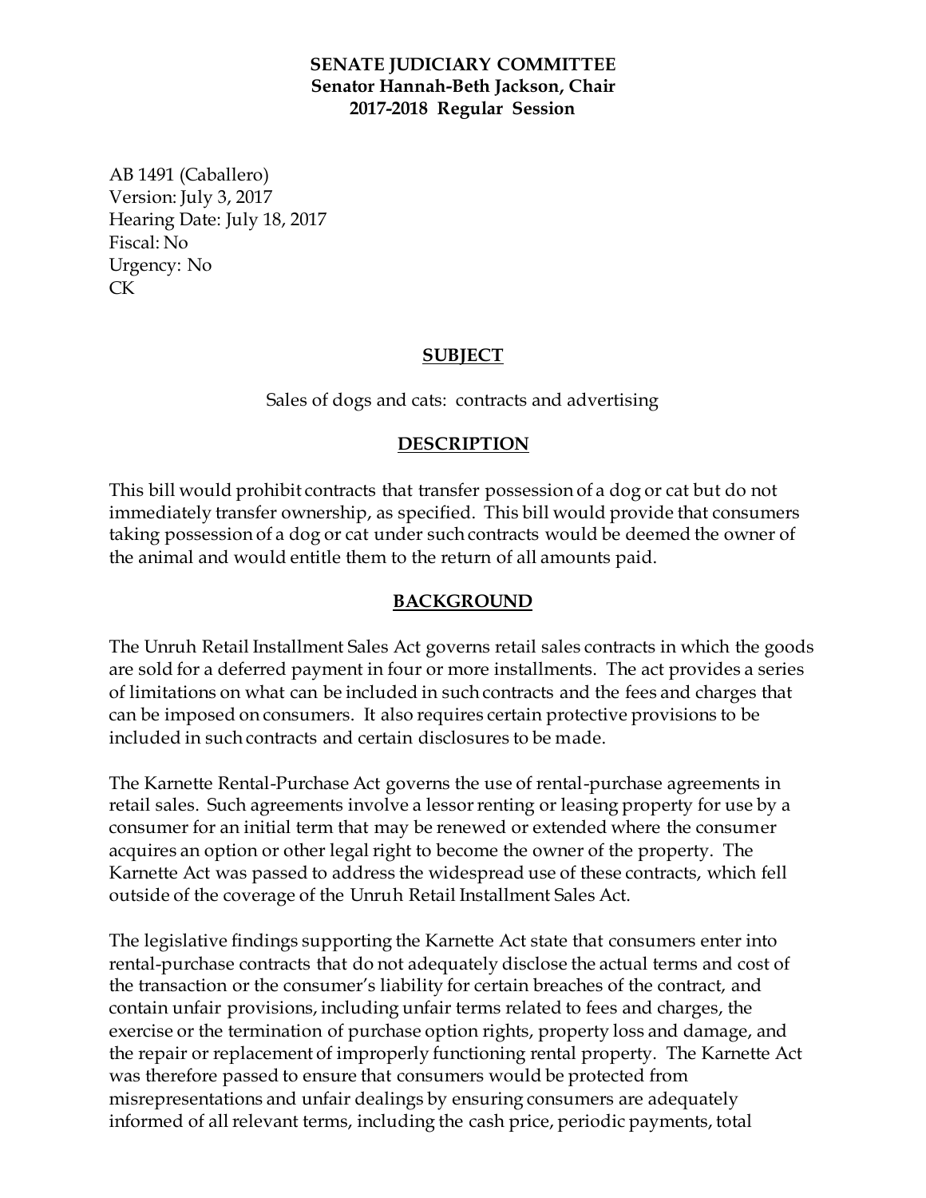**SENATE JUDICIARY COMMITTEE**
**Senator Hannah-Beth Jackson, Chair**
**2017-2018 Regular Session**

AB 1491 (Caballero)
Version: July 3, 2017
Hearing Date: July 18, 2017
Fiscal: No
Urgency: No
CK

## SUBJECT

Sales of dogs and cats: contracts and advertising

## DESCRIPTION

This bill would prohibit contracts that transfer possession of a dog or cat but do not immediately transfer ownership, as specified. This bill would provide that consumers taking possession of a dog or cat under such contracts would be deemed the owner of the animal and would entitle them to the return of all amounts paid.

## BACKGROUND

The Unruh Retail Installment Sales Act governs retail sales contracts in which the goods are sold for a deferred payment in four or more installments. The act provides a series of limitations on what can be included in such contracts and the fees and charges that can be imposed on consumers. It also requires certain protective provisions to be included in such contracts and certain disclosures to be made.

The Karnette Rental-Purchase Act governs the use of rental-purchase agreements in retail sales. Such agreements involve a lessor renting or leasing property for use by a consumer for an initial term that may be renewed or extended where the consumer acquires an option or other legal right to become the owner of the property. The Karnette Act was passed to address the widespread use of these contracts, which fell outside of the coverage of the Unruh Retail Installment Sales Act.

The legislative findings supporting the Karnette Act state that consumers enter into rental-purchase contracts that do not adequately disclose the actual terms and cost of the transaction or the consumer's liability for certain breaches of the contract, and contain unfair provisions, including unfair terms related to fees and charges, the exercise or the termination of purchase option rights, property loss and damage, and the repair or replacement of improperly functioning rental property. The Karnette Act was therefore passed to ensure that consumers would be protected from misrepresentations and unfair dealings by ensuring consumers are adequately informed of all relevant terms, including the cash price, periodic payments, total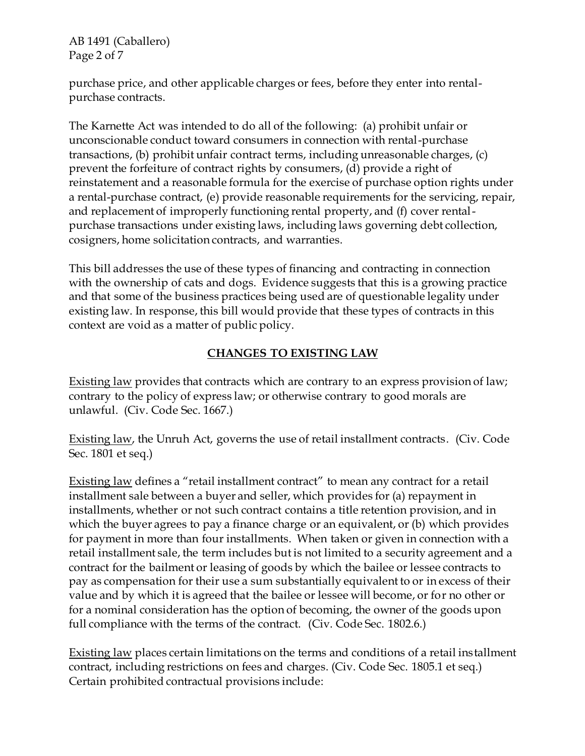purchase price, and other applicable charges or fees, before they enter into rental-purchase contracts.

The Karnette Act was intended to do all of the following: (a) prohibit unfair or unconscionable conduct toward consumers in connection with rental-purchase transactions, (b) prohibit unfair contract terms, including unreasonable charges, (c) prevent the forfeiture of contract rights by consumers, (d) provide a right of reinstatement and a reasonable formula for the exercise of purchase option rights under a rental-purchase contract, (e) provide reasonable requirements for the servicing, repair, and replacement of improperly functioning rental property, and (f) cover rental-purchase transactions under existing laws, including laws governing debt collection, cosigners, home solicitation contracts, and warranties.

This bill addresses the use of these types of financing and contracting in connection with the ownership of cats and dogs. Evidence suggests that this is a growing practice and that some of the business practices being used are of questionable legality under existing law. In response, this bill would provide that these types of contracts in this context are void as a matter of public policy.

## CHANGES TO EXISTING LAW

Existing law provides that contracts which are contrary to an express provision of law; contrary to the policy of express law; or otherwise contrary to good morals are unlawful. (Civ. Code Sec. 1667.)

Existing law, the Unruh Act, governs the use of retail installment contracts. (Civ. Code Sec. 1801 et seq.)

Existing law defines a "retail installment contract" to mean any contract for a retail installment sale between a buyer and seller, which provides for (a) repayment in installments, whether or not such contract contains a title retention provision, and in which the buyer agrees to pay a finance charge or an equivalent, or (b) which provides for payment in more than four installments. When taken or given in connection with a retail installment sale, the term includes but is not limited to a security agreement and a contract for the bailment or leasing of goods by which the bailee or lessee contracts to pay as compensation for their use a sum substantially equivalent to or in excess of their value and by which it is agreed that the bailee or lessee will become, or for no other or for a nominal consideration has the option of becoming, the owner of the goods upon full compliance with the terms of the contract. (Civ. Code Sec. 1802.6.)

Existing law places certain limitations on the terms and conditions of a retail installment contract, including restrictions on fees and charges. (Civ. Code Sec. 1805.1 et seq.) Certain prohibited contractual provisions include: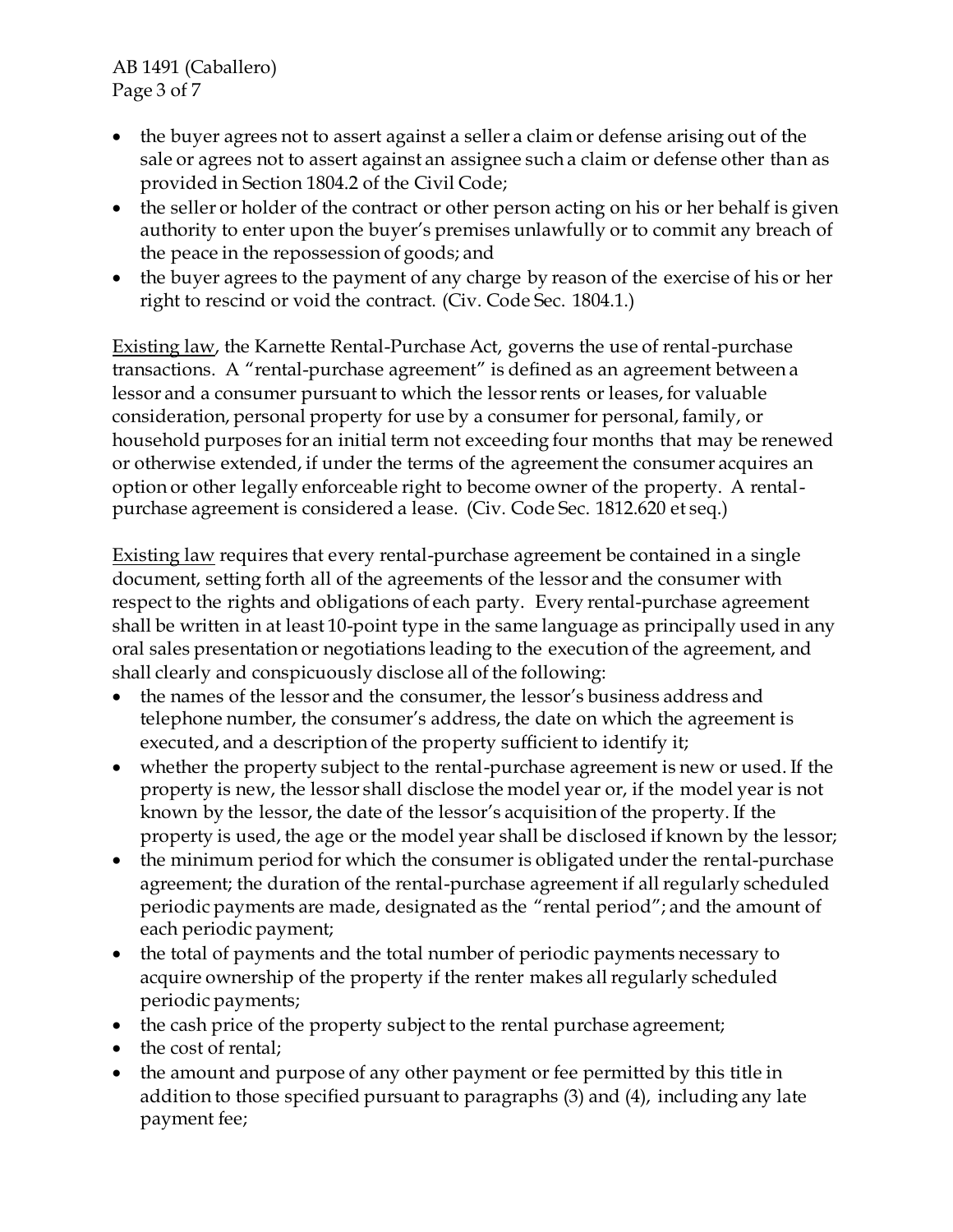- the buyer agrees not to assert against a seller a claim or defense arising out of the sale or agrees not to assert against an assignee such a claim or defense other than as provided in Section 1804.2 of the Civil Code;
- the seller or holder of the contract or other person acting on his or her behalf is given authority to enter upon the buyer's premises unlawfully or to commit any breach of the peace in the repossession of goods; and
- the buyer agrees to the payment of any charge by reason of the exercise of his or her right to rescind or void the contract. (Civ. Code Sec. 1804.1.)

Existing law, the Karnette Rental-Purchase Act, governs the use of rental-purchase transactions. A "rental-purchase agreement" is defined as an agreement between a lessor and a consumer pursuant to which the lessor rents or leases, for valuable consideration, personal property for use by a consumer for personal, family, or household purposes for an initial term not exceeding four months that may be renewed or otherwise extended, if under the terms of the agreement the consumer acquires an option or other legally enforceable right to become owner of the property. A rental-purchase agreement is considered a lease. (Civ. Code Sec. 1812.620 et seq.)

Existing law requires that every rental-purchase agreement be contained in a single document, setting forth all of the agreements of the lessor and the consumer with respect to the rights and obligations of each party. Every rental-purchase agreement shall be written in at least 10-point type in the same language as principally used in any oral sales presentation or negotiations leading to the execution of the agreement, and shall clearly and conspicuously disclose all of the following:

- the names of the lessor and the consumer, the lessor's business address and telephone number, the consumer's address, the date on which the agreement is executed, and a description of the property sufficient to identify it;
- whether the property subject to the rental-purchase agreement is new or used. If the property is new, the lessor shall disclose the model year or, if the model year is not known by the lessor, the date of the lessor's acquisition of the property. If the property is used, the age or the model year shall be disclosed if known by the lessor;
- the minimum period for which the consumer is obligated under the rental-purchase agreement; the duration of the rental-purchase agreement if all regularly scheduled periodic payments are made, designated as the "rental period"; and the amount of each periodic payment;
- the total of payments and the total number of periodic payments necessary to acquire ownership of the property if the renter makes all regularly scheduled periodic payments;
- the cash price of the property subject to the rental purchase agreement;
- the cost of rental;
- the amount and purpose of any other payment or fee permitted by this title in addition to those specified pursuant to paragraphs (3) and (4), including any late payment fee;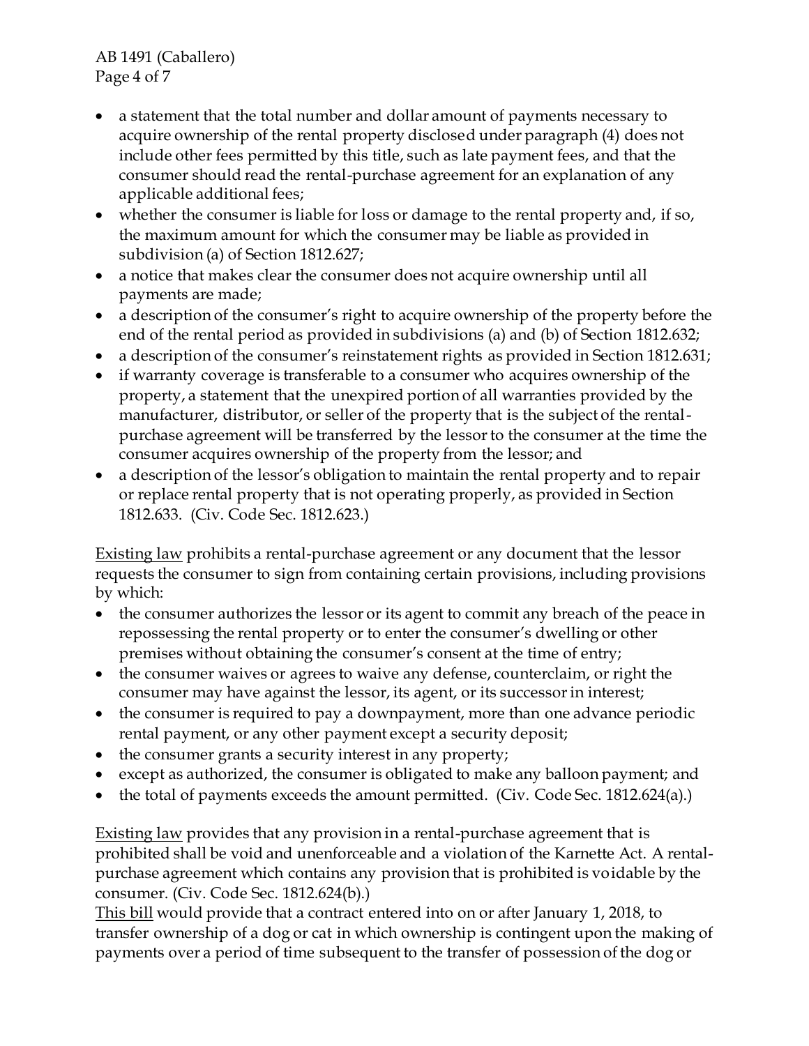- a statement that the total number and dollar amount of payments necessary to acquire ownership of the rental property disclosed under paragraph (4) does not include other fees permitted by this title, such as late payment fees, and that the consumer should read the rental-purchase agreement for an explanation of any applicable additional fees;
- whether the consumer is liable for loss or damage to the rental property and, if so, the maximum amount for which the consumer may be liable as provided in subdivision (a) of Section 1812.627;
- a notice that makes clear the consumer does not acquire ownership until all payments are made;
- a description of the consumer's right to acquire ownership of the property before the end of the rental period as provided in subdivisions (a) and (b) of Section 1812.632;
- a description of the consumer's reinstatement rights as provided in Section 1812.631;
- if warranty coverage is transferable to a consumer who acquires ownership of the property, a statement that the unexpired portion of all warranties provided by the manufacturer, distributor, or seller of the property that is the subject of the rental-purchase agreement will be transferred by the lessor to the consumer at the time the consumer acquires ownership of the property from the lessor; and
- a description of the lessor's obligation to maintain the rental property and to repair or replace rental property that is not operating properly, as provided in Section 1812.633. (Civ. Code Sec. 1812.623.)

Existing law prohibits a rental-purchase agreement or any document that the lessor requests the consumer to sign from containing certain provisions, including provisions by which:

- the consumer authorizes the lessor or its agent to commit any breach of the peace in repossessing the rental property or to enter the consumer's dwelling or other premises without obtaining the consumer's consent at the time of entry;
- the consumer waives or agrees to waive any defense, counterclaim, or right the consumer may have against the lessor, its agent, or its successor in interest;
- the consumer is required to pay a downpayment, more than one advance periodic rental payment, or any other payment except a security deposit;
- the consumer grants a security interest in any property;
- except as authorized, the consumer is obligated to make any balloon payment; and
- the total of payments exceeds the amount permitted. (Civ. Code Sec. 1812.624(a).)

Existing law provides that any provision in a rental-purchase agreement that is prohibited shall be void and unenforceable and a violation of the Karnette Act. A rental-purchase agreement which contains any provision that is prohibited is voidable by the consumer. (Civ. Code Sec. 1812.624(b).)

This bill would provide that a contract entered into on or after January 1, 2018, to transfer ownership of a dog or cat in which ownership is contingent upon the making of payments over a period of time subsequent to the transfer of possession of the dog or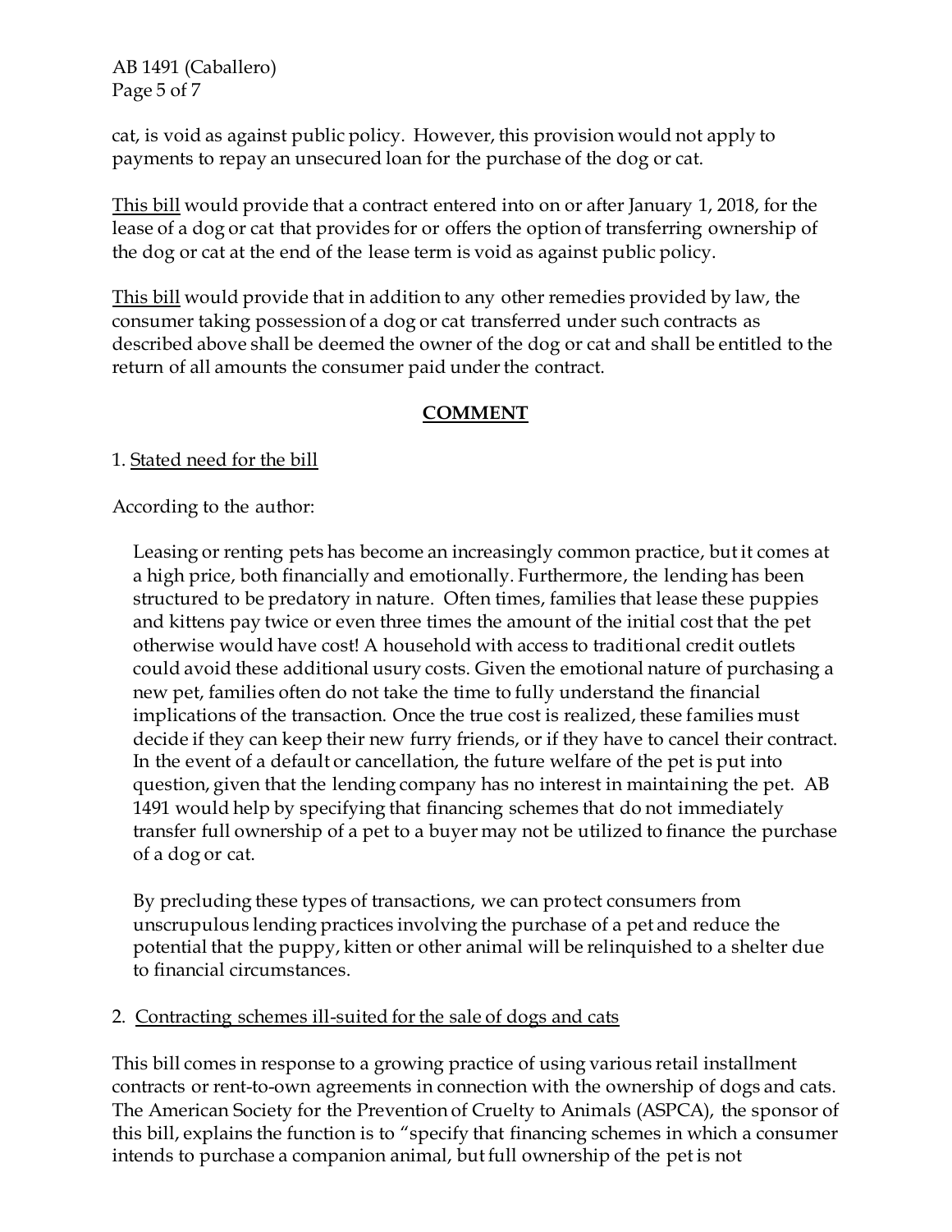cat, is void as against public policy. However, this provision would not apply to payments to repay an unsecured loan for the purchase of the dog or cat.

This bill would provide that a contract entered into on or after January 1, 2018, for the lease of a dog or cat that provides for or offers the option of transferring ownership of the dog or cat at the end of the lease term is void as against public policy.

This bill would provide that in addition to any other remedies provided by law, the consumer taking possession of a dog or cat transferred under such contracts as described above shall be deemed the owner of the dog or cat and shall be entitled to the return of all amounts the consumer paid under the contract.

## COMMENT

1. Stated need for the bill

According to the author:

> Leasing or renting pets has become an increasingly common practice, but it comes at a high price, both financially and emotionally. Furthermore, the lending has been structured to be predatory in nature. Often times, families that lease these puppies and kittens pay twice or even three times the amount of the initial cost that the pet otherwise would have cost! A household with access to traditional credit outlets could avoid these additional usury costs. Given the emotional nature of purchasing a new pet, families often do not take the time to fully understand the financial implications of the transaction. Once the true cost is realized, these families must decide if they can keep their new furry friends, or if they have to cancel their contract. In the event of a default or cancellation, the future welfare of the pet is put into question, given that the lending company has no interest in maintaining the pet. AB 1491 would help by specifying that financing schemes that do not immediately transfer full ownership of a pet to a buyer may not be utilized to finance the purchase of a dog or cat.
>
> By precluding these types of transactions, we can protect consumers from unscrupulous lending practices involving the purchase of a pet and reduce the potential that the puppy, kitten or other animal will be relinquished to a shelter due to financial circumstances.

2. Contracting schemes ill-suited for the sale of dogs and cats

This bill comes in response to a growing practice of using various retail installment contracts or rent-to-own agreements in connection with the ownership of dogs and cats. The American Society for the Prevention of Cruelty to Animals (ASPCA), the sponsor of this bill, explains the function is to "specify that financing schemes in which a consumer intends to purchase a companion animal, but full ownership of the pet is not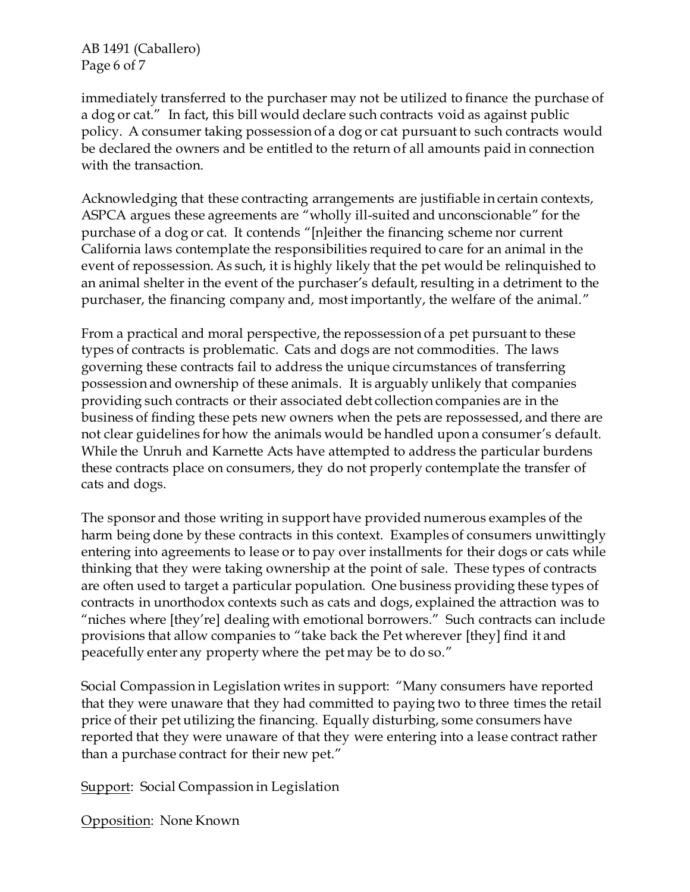immediately transferred to the purchaser may not be utilized to finance the purchase of a dog or cat." In fact, this bill would declare such contracts void as against public policy. A consumer taking possession of a dog or cat pursuant to such contracts would be declared the owners and be entitled to the return of all amounts paid in connection with the transaction.

Acknowledging that these contracting arrangements are justifiable in certain contexts, ASPCA argues these agreements are "wholly ill-suited and unconscionable" for the purchase of a dog or cat. It contends "[n]either the financing scheme nor current California laws contemplate the responsibilities required to care for an animal in the event of repossession. As such, it is highly likely that the pet would be relinquished to an animal shelter in the event of the purchaser's default, resulting in a detriment to the purchaser, the financing company and, most importantly, the welfare of the animal."

From a practical and moral perspective, the repossession of a pet pursuant to these types of contracts is problematic. Cats and dogs are not commodities. The laws governing these contracts fail to address the unique circumstances of transferring possession and ownership of these animals. It is arguably unlikely that companies providing such contracts or their associated debt collection companies are in the business of finding these pets new owners when the pets are repossessed, and there are not clear guidelines for how the animals would be handled upon a consumer's default. While the Unruh and Karnette Acts have attempted to address the particular burdens these contracts place on consumers, they do not properly contemplate the transfer of cats and dogs.

The sponsor and those writing in support have provided numerous examples of the harm being done by these contracts in this context. Examples of consumers unwittingly entering into agreements to lease or to pay over installments for their dogs or cats while thinking that they were taking ownership at the point of sale. These types of contracts are often used to target a particular population. One business providing these types of contracts in unorthodox contexts such as cats and dogs, explained the attraction was to "niches where [they're] dealing with emotional borrowers." Such contracts can include provisions that allow companies to "take back the Pet wherever [they] find it and peacefully enter any property where the pet may be to do so."

Social Compassion in Legislation writes in support: "Many consumers have reported that they were unaware that they had committed to paying two to three times the retail price of their pet utilizing the financing. Equally disturbing, some consumers have reported that they were unaware of that they were entering into a lease contract rather than a purchase contract for their new pet."

Support: Social Compassion in Legislation

Opposition: None Known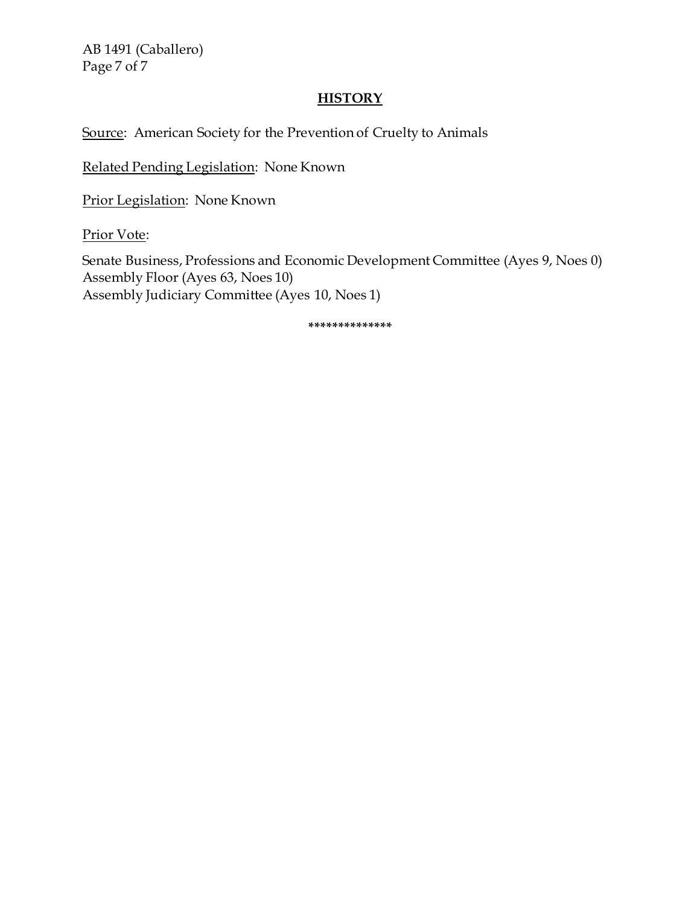## HISTORY

Source: American Society for the Prevention of Cruelty to Animals

Related Pending Legislation: None Known

Prior Legislation: None Known

Prior Vote:

Senate Business, Professions and Economic Development Committee (Ayes 9, Noes 0)
Assembly Floor (Ayes 63, Noes 10)
Assembly Judiciary Committee (Ayes 10, Noes 1)

*************